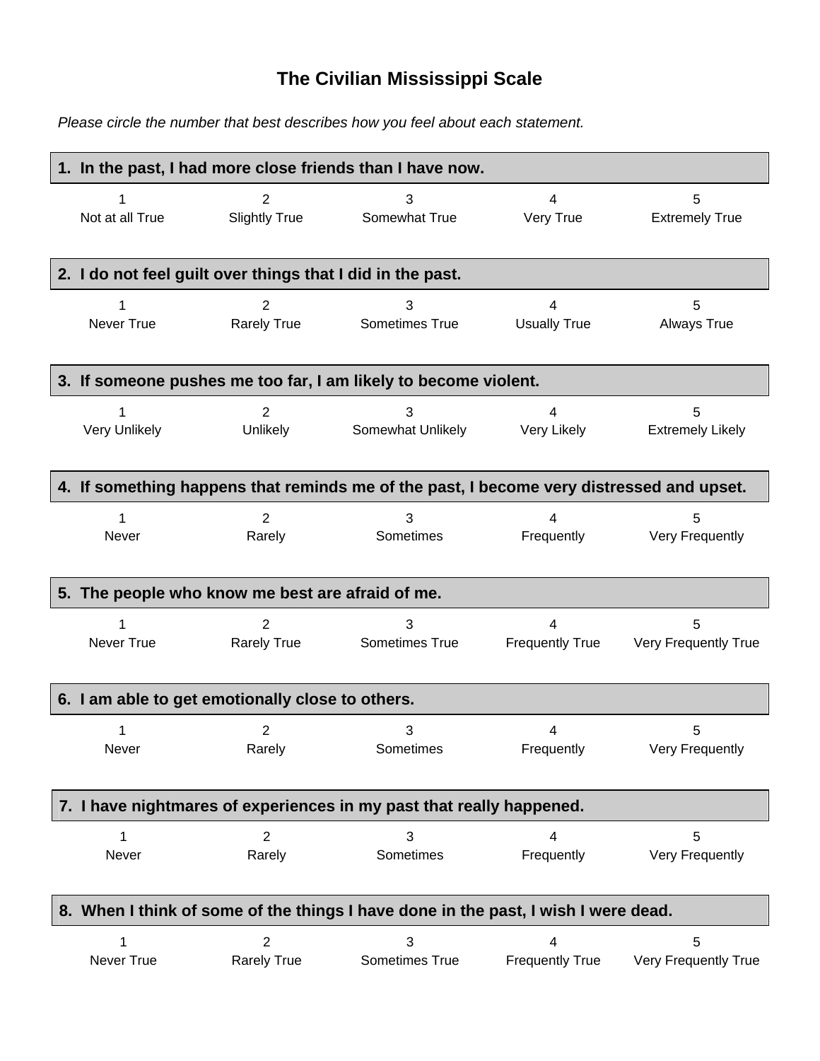# The Civilian Mississippi Scale

*Please circle the number that best describes how you feel about each statement.*

**1. In the past, I had more close friends than I have now.**

| 1 | 2 | 3 | 4 | 5 |
|---|---|---|---|---|
| Not at all True | Slightly True | Somewhat True | Very True | Extremely True |

**2. I do not feel guilt over things that I did in the past.**

| 1 | 2 | 3 | 4 | 5 |
|---|---|---|---|---|
| Never True | Rarely True | Sometimes True | Usually True | Always True |

**3. If someone pushes me too far, I am likely to become violent.**

| 1 | 2 | 3 | 4 | 5 |
|---|---|---|---|---|
| Very Unlikely | Unlikely | Somewhat Unlikely | Very Likely | Extremely Likely |

**4. If something happens that reminds me of the past, I become very distressed and upset.**

| 1 | 2 | 3 | 4 | 5 |
|---|---|---|---|---|
| Never | Rarely | Sometimes | Frequently | Very Frequently |

**5. The people who know me best are afraid of me.**

| 1 | 2 | 3 | 4 | 5 |
|---|---|---|---|---|
| Never True | Rarely True | Sometimes True | Frequently True | Very Frequently True |

**6. I am able to get emotionally close to others.**

| 1 | 2 | 3 | 4 | 5 |
|---|---|---|---|---|
| Never | Rarely | Sometimes | Frequently | Very Frequently |

**7. I have nightmares of experiences in my past that really happened.**

| 1 | 2 | 3 | 4 | 5 |
|---|---|---|---|---|
| Never | Rarely | Sometimes | Frequently | Very Frequently |

**8. When I think of some of the things I have done in the past, I wish I were dead.**

| 1 | 2 | 3 | 4 | 5 |
|---|---|---|---|---|
| Never True | Rarely True | Sometimes True | Frequently True | Very Frequently True |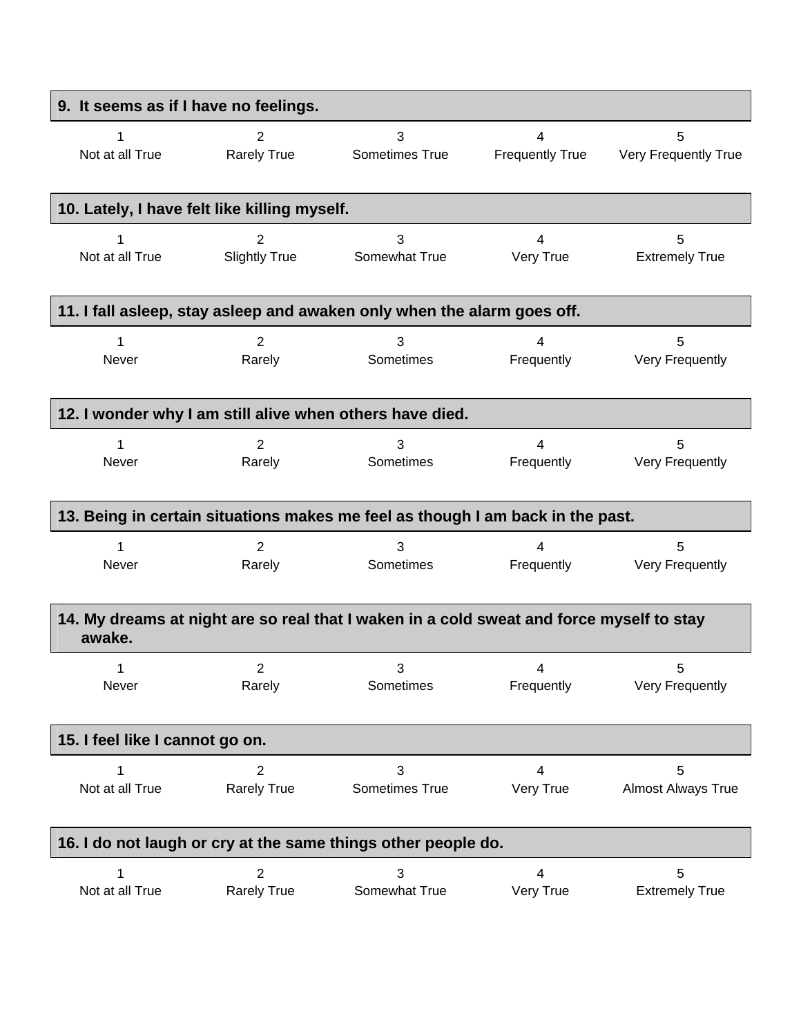**9. It seems as if I have no feelings.**

| 1 | 2 | 3 | 4 | 5 |
|---|---|---|---|---|
| Not at all True | Rarely True | Sometimes True | Frequently True | Very Frequently True |

**10. Lately, I have felt like killing myself.**

| 1 | 2 | 3 | 4 | 5 |
|---|---|---|---|---|
| Not at all True | Slightly True | Somewhat True | Very True | Extremely True |

**11. I fall asleep, stay asleep and awaken only when the alarm goes off.**

| 1 | 2 | 3 | 4 | 5 |
|---|---|---|---|---|
| Never | Rarely | Sometimes | Frequently | Very Frequently |

**12. I wonder why I am still alive when others have died.**

| 1 | 2 | 3 | 4 | 5 |
|---|---|---|---|---|
| Never | Rarely | Sometimes | Frequently | Very Frequently |

**13. Being in certain situations makes me feel as though I am back in the past.**

| 1 | 2 | 3 | 4 | 5 |
|---|---|---|---|---|
| Never | Rarely | Sometimes | Frequently | Very Frequently |

**14. My dreams at night are so real that I waken in a cold sweat and force myself to stay awake.**

| 1 | 2 | 3 | 4 | 5 |
|---|---|---|---|---|
| Never | Rarely | Sometimes | Frequently | Very Frequently |

**15. I feel like I cannot go on.**

| 1 | 2 | 3 | 4 | 5 |
|---|---|---|---|---|
| Not at all True | Rarely True | Sometimes True | Very True | Almost Always True |

**16. I do not laugh or cry at the same things other people do.**

| 1 | 2 | 3 | 4 | 5 |
|---|---|---|---|---|
| Not at all True | Rarely True | Somewhat True | Very True | Extremely True |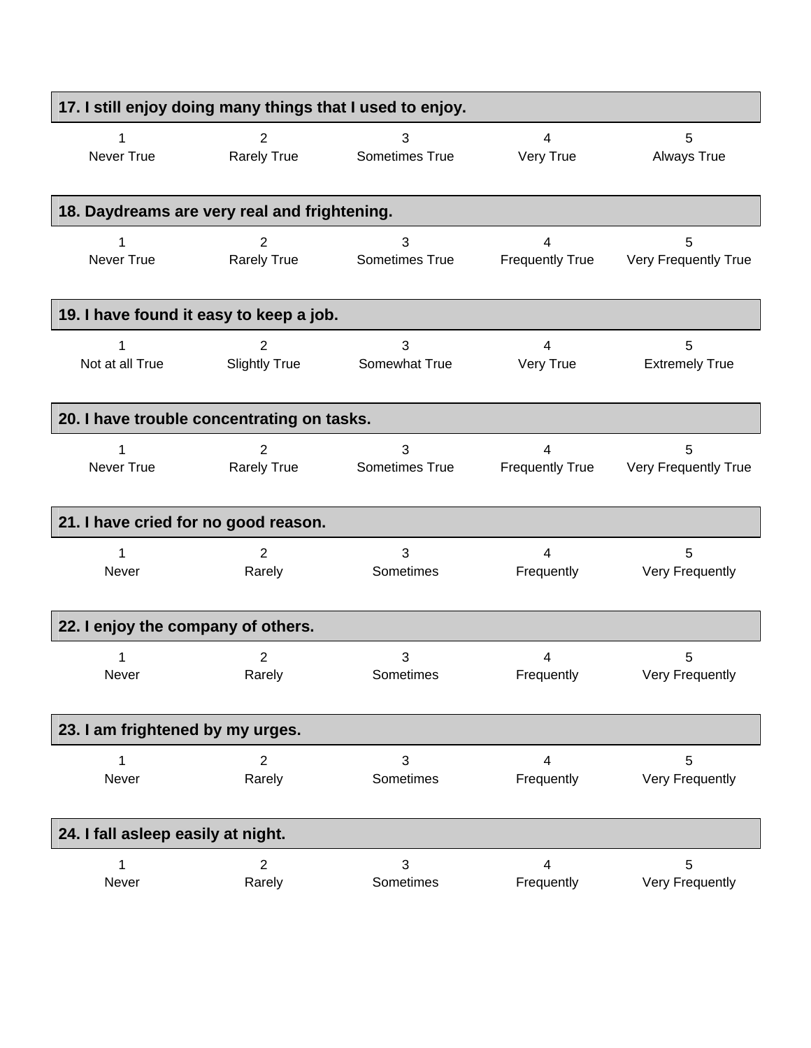**17. I still enjoy doing many things that I used to enjoy.**

| 1 | 2 | 3 | 4 | 5 |
|---|---|---|---|---|
| Never True | Rarely True | Sometimes True | Very True | Always True |

**18. Daydreams are very real and frightening.**

| 1 | 2 | 3 | 4 | 5 |
|---|---|---|---|---|
| Never True | Rarely True | Sometimes True | Frequently True | Very Frequently True |

**19. I have found it easy to keep a job.**

| 1 | 2 | 3 | 4 | 5 |
|---|---|---|---|---|
| Not at all True | Slightly True | Somewhat True | Very True | Extremely True |

**20. I have trouble concentrating on tasks.**

| 1 | 2 | 3 | 4 | 5 |
|---|---|---|---|---|
| Never True | Rarely True | Sometimes True | Frequently True | Very Frequently True |

**21. I have cried for no good reason.**

| 1 | 2 | 3 | 4 | 5 |
|---|---|---|---|---|
| Never | Rarely | Sometimes | Frequently | Very Frequently |

**22. I enjoy the company of others.**

| 1 | 2 | 3 | 4 | 5 |
|---|---|---|---|---|
| Never | Rarely | Sometimes | Frequently | Very Frequently |

**23. I am frightened by my urges.**

| 1 | 2 | 3 | 4 | 5 |
|---|---|---|---|---|
| Never | Rarely | Sometimes | Frequently | Very Frequently |

**24. I fall asleep easily at night.**

| 1 | 2 | 3 | 4 | 5 |
|---|---|---|---|---|
| Never | Rarely | Sometimes | Frequently | Very Frequently |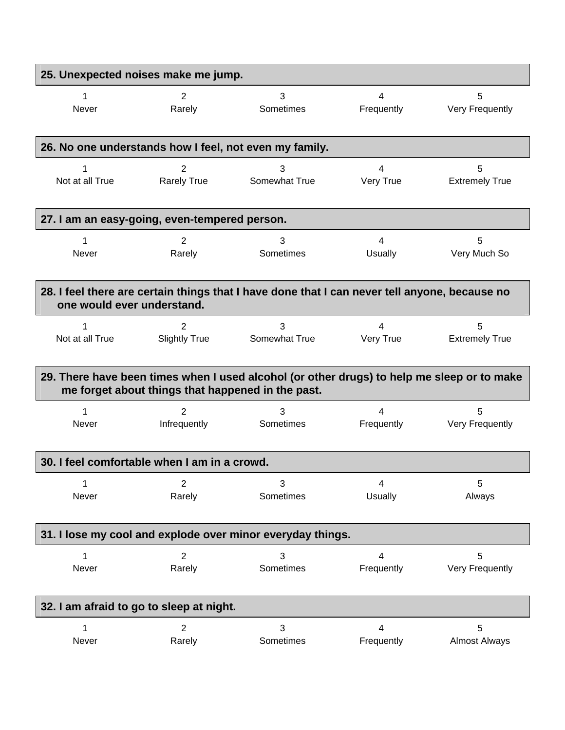**25. Unexpected noises make me jump.**

| 1 | 2 | 3 | 4 | 5 |
|---|---|---|---|---|
| Never | Rarely | Sometimes | Frequently | Very Frequently |

**26. No one understands how I feel, not even my family.**

| 1 | 2 | 3 | 4 | 5 |
|---|---|---|---|---|
| Not at all True | Rarely True | Somewhat True | Very True | Extremely True |

**27. I am an easy-going, even-tempered person.**

| 1 | 2 | 3 | 4 | 5 |
|---|---|---|---|---|
| Never | Rarely | Sometimes | Usually | Very Much So |

**28. I feel there are certain things that I have done that I can never tell anyone, because no one would ever understand.**

| 1 | 2 | 3 | 4 | 5 |
|---|---|---|---|---|
| Not at all True | Slightly True | Somewhat True | Very True | Extremely True |

**29. There have been times when I used alcohol (or other drugs) to help me sleep or to make me forget about things that happened in the past.**

| 1 | 2 | 3 | 4 | 5 |
|---|---|---|---|---|
| Never | Infrequently | Sometimes | Frequently | Very Frequently |

**30. I feel comfortable when I am in a crowd.**

| 1 | 2 | 3 | 4 | 5 |
|---|---|---|---|---|
| Never | Rarely | Sometimes | Usually | Always |

**31. I lose my cool and explode over minor everyday things.**

| 1 | 2 | 3 | 4 | 5 |
|---|---|---|---|---|
| Never | Rarely | Sometimes | Frequently | Very Frequently |

**32. I am afraid to go to sleep at night.**

| 1 | 2 | 3 | 4 | 5 |
|---|---|---|---|---|
| Never | Rarely | Sometimes | Frequently | Almost Always |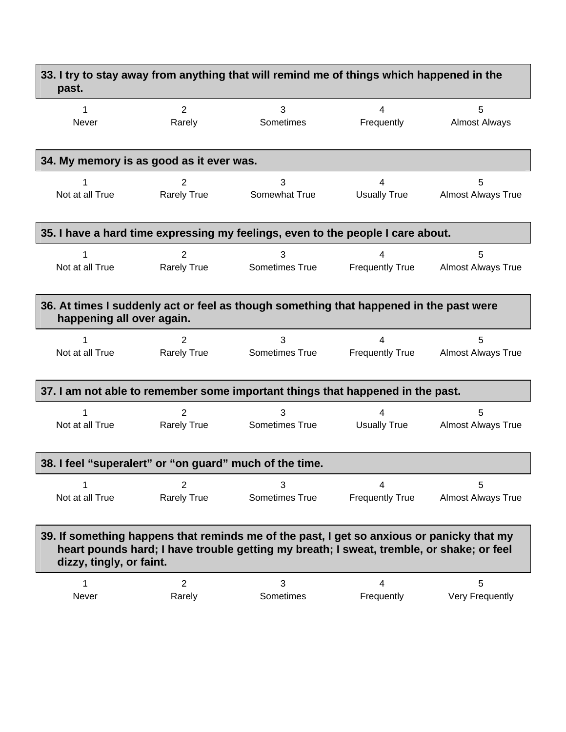**33. I try to stay away from anything that will remind me of things which happened in the past.**

| 1 | 2 | 3 | 4 | 5 |
|---|---|---|---|---|
| Never | Rarely | Sometimes | Frequently | Almost Always |

**34. My memory is as good as it ever was.**

| 1 | 2 | 3 | 4 | 5 |
|---|---|---|---|---|
| Not at all True | Rarely True | Somewhat True | Usually True | Almost Always True |

**35. I have a hard time expressing my feelings, even to the people I care about.**

| 1 | 2 | 3 | 4 | 5 |
|---|---|---|---|---|
| Not at all True | Rarely True | Sometimes True | Frequently True | Almost Always True |

**36. At times I suddenly act or feel as though something that happened in the past were happening all over again.**

| 1 | 2 | 3 | 4 | 5 |
|---|---|---|---|---|
| Not at all True | Rarely True | Sometimes True | Frequently True | Almost Always True |

**37. I am not able to remember some important things that happened in the past.**

| 1 | 2 | 3 | 4 | 5 |
|---|---|---|---|---|
| Not at all True | Rarely True | Sometimes True | Usually True | Almost Always True |

**38. I feel "superalert" or "on guard" much of the time.**

| 1 | 2 | 3 | 4 | 5 |
|---|---|---|---|---|
| Not at all True | Rarely True | Sometimes True | Frequently True | Almost Always True |

**39. If something happens that reminds me of the past, I get so anxious or panicky that my heart pounds hard; I have trouble getting my breath; I sweat, tremble, or shake; or feel dizzy, tingly, or faint.**

| 1 | 2 | 3 | 4 | 5 |
|---|---|---|---|---|
| Never | Rarely | Sometimes | Frequently | Very Frequently |